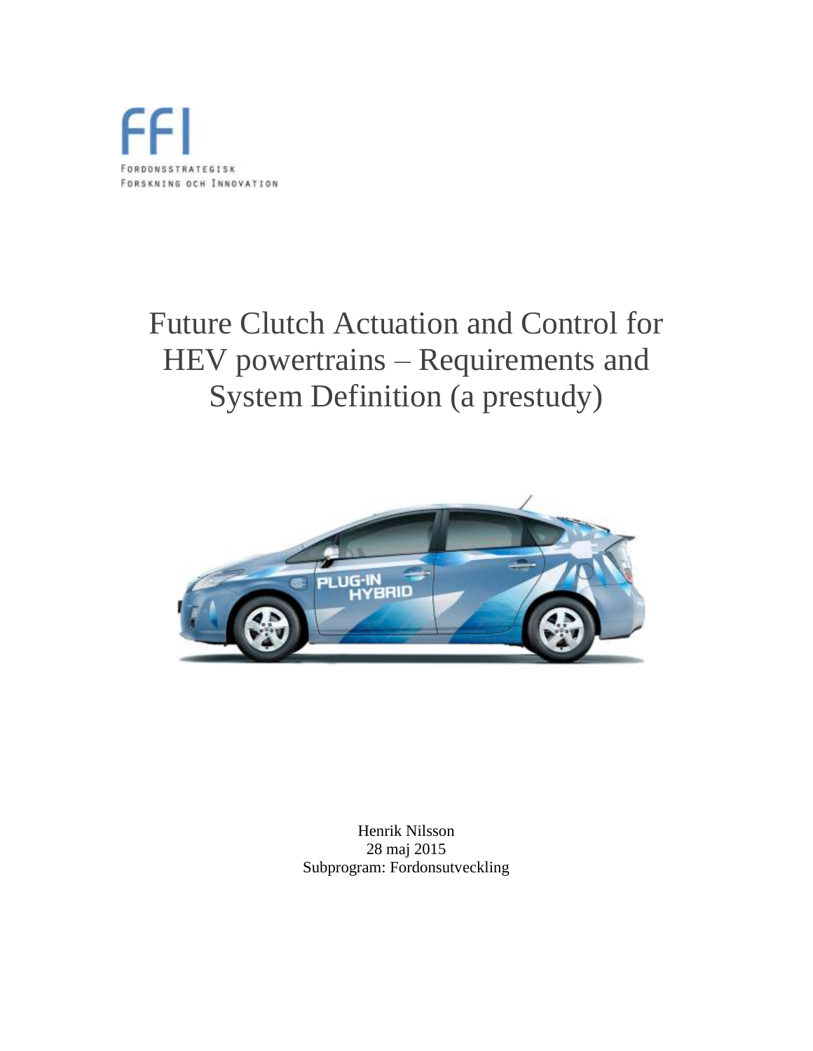FFI

FORDONSSTRATEGISK
FORSKNING OCH INNOVATION

# Future Clutch Actuation and Control for HEV powertrains – Requirements and System Definition (a prestudy)

Henrik Nilsson
28 maj 2015
Subprogram: Fordonsutveckling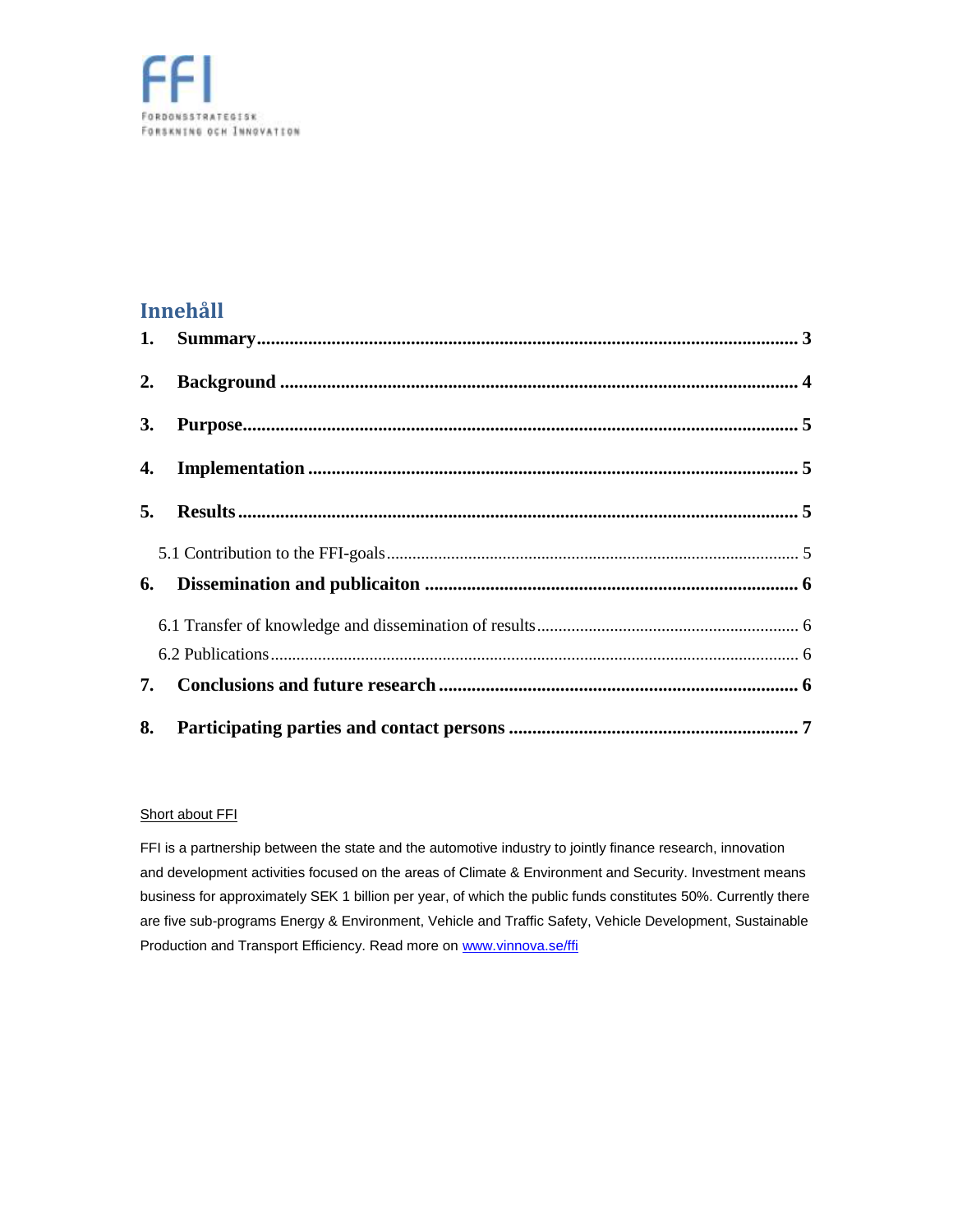FFI

FORDONSSTRATEGISK FORSKNING OCH INNOVATION

# Innehåll

**1. Summary ........................................................ 3**

**2. Background ........................................................ 4**

**3. Purpose ........................................................ 5**

**4. Implementation ........................................................ 5**

**5. Results ........................................................ 5**

5.1 Contribution to the FFI-goals ........................................................ 5

**6. Dissemination and publicaiton ........................................................ 6**

6.1 Transfer of knowledge and dissemination of results ........................................................ 6

6.2 Publications ........................................................ 6

**7. Conclusions and future research ........................................................ 6**

**8. Participating parties and contact persons ........................................................ 7**

Short about FFI

FFI is a partnership between the state and the automotive industry to jointly finance research, innovation and development activities focused on the areas of Climate & Environment and Security. Investment means business for approximately SEK 1 billion per year, of which the public funds constitutes 50%. Currently there are five sub-programs Energy & Environment, Vehicle and Traffic Safety, Vehicle Development, Sustainable Production and Transport Efficiency. Read more on www.vinnova.se/ffi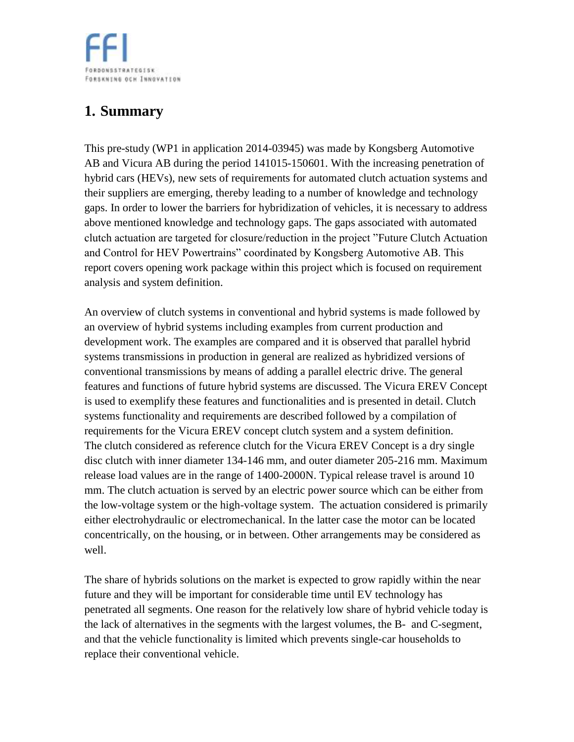# 1. Summary

This pre-study (WP1 in application 2014-03945) was made by Kongsberg Automotive AB and Vicura AB during the period 141015-150601. With the increasing penetration of hybrid cars (HEVs), new sets of requirements for automated clutch actuation systems and their suppliers are emerging, thereby leading to a number of knowledge and technology gaps. In order to lower the barriers for hybridization of vehicles, it is necessary to address above mentioned knowledge and technology gaps. The gaps associated with automated clutch actuation are targeted for closure/reduction in the project ”Future Clutch Actuation and Control for HEV Powertrains” coordinated by Kongsberg Automotive AB. This report covers opening work package within this project which is focused on requirement analysis and system definition.

An overview of clutch systems in conventional and hybrid systems is made followed by an overview of hybrid systems including examples from current production and development work. The examples are compared and it is observed that parallel hybrid systems transmissions in production in general are realized as hybridized versions of conventional transmissions by means of adding a parallel electric drive. The general features and functions of future hybrid systems are discussed. The Vicura EREV Concept is used to exemplify these features and functionalities and is presented in detail. Clutch systems functionality and requirements are described followed by a compilation of requirements for the Vicura EREV concept clutch system and a system definition. The clutch considered as reference clutch for the Vicura EREV Concept is a dry single disc clutch with inner diameter 134-146 mm, and outer diameter 205-216 mm. Maximum release load values are in the range of 1400-2000N. Typical release travel is around 10 mm. The clutch actuation is served by an electric power source which can be either from the low-voltage system or the high-voltage system. The actuation considered is primarily either electrohydraulic or electromechanical. In the latter case the motor can be located concentrically, on the housing, or in between. Other arrangements may be considered as well.

The share of hybrids solutions on the market is expected to grow rapidly within the near future and they will be important for considerable time until EV technology has penetrated all segments. One reason for the relatively low share of hybrid vehicle today is the lack of alternatives in the segments with the largest volumes, the B- and C-segment, and that the vehicle functionality is limited which prevents single-car households to replace their conventional vehicle.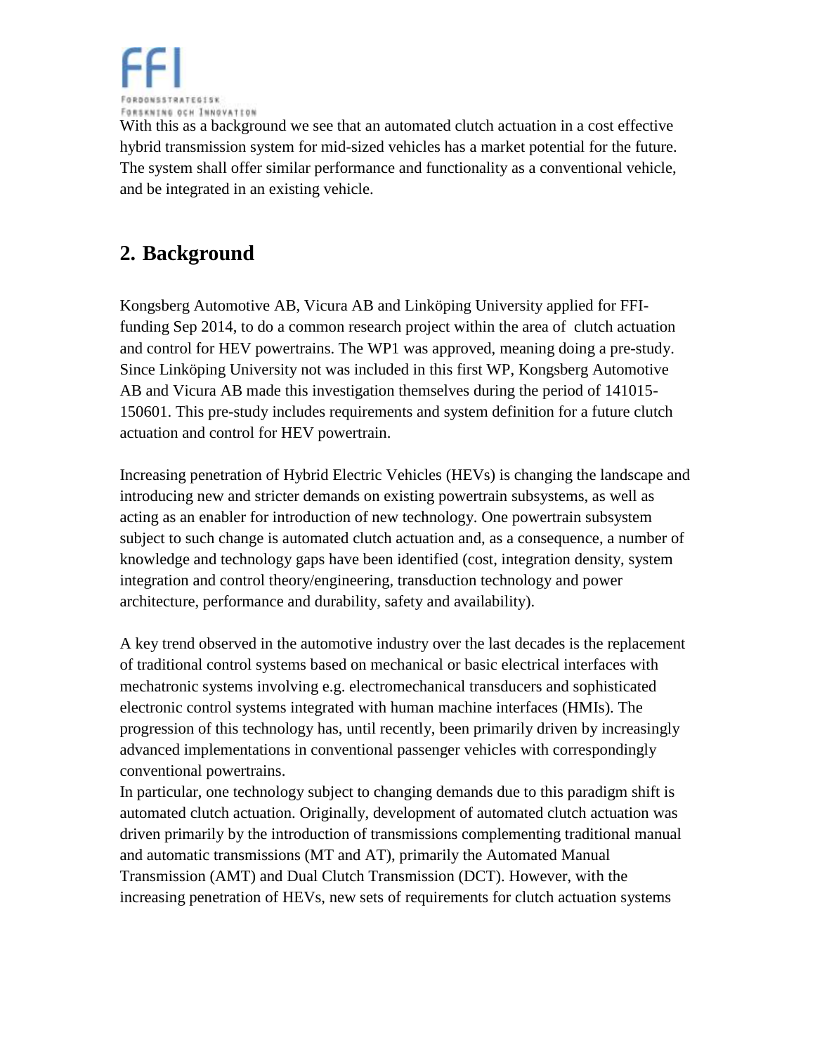With this as a background we see that an automated clutch actuation in a cost effective hybrid transmission system for mid-sized vehicles has a market potential for the future. The system shall offer similar performance and functionality as a conventional vehicle, and be integrated in an existing vehicle.

## 2. Background

Kongsberg Automotive AB, Vicura AB and Linköping University applied for FFI-funding Sep 2014, to do a common research project within the area of clutch actuation and control for HEV powertrains. The WP1 was approved, meaning doing a pre-study. Since Linköping University not was included in this first WP, Kongsberg Automotive AB and Vicura AB made this investigation themselves during the period of 141015-150601. This pre-study includes requirements and system definition for a future clutch actuation and control for HEV powertrain.

Increasing penetration of Hybrid Electric Vehicles (HEVs) is changing the landscape and introducing new and stricter demands on existing powertrain subsystems, as well as acting as an enabler for introduction of new technology. One powertrain subsystem subject to such change is automated clutch actuation and, as a consequence, a number of knowledge and technology gaps have been identified (cost, integration density, system integration and control theory/engineering, transduction technology and power architecture, performance and durability, safety and availability).

A key trend observed in the automotive industry over the last decades is the replacement of traditional control systems based on mechanical or basic electrical interfaces with mechatronic systems involving e.g. electromechanical transducers and sophisticated electronic control systems integrated with human machine interfaces (HMIs). The progression of this technology has, until recently, been primarily driven by increasingly advanced implementations in conventional passenger vehicles with correspondingly conventional powertrains.

In particular, one technology subject to changing demands due to this paradigm shift is automated clutch actuation. Originally, development of automated clutch actuation was driven primarily by the introduction of transmissions complementing traditional manual and automatic transmissions (MT and AT), primarily the Automated Manual Transmission (AMT) and Dual Clutch Transmission (DCT). However, with the increasing penetration of HEVs, new sets of requirements for clutch actuation systems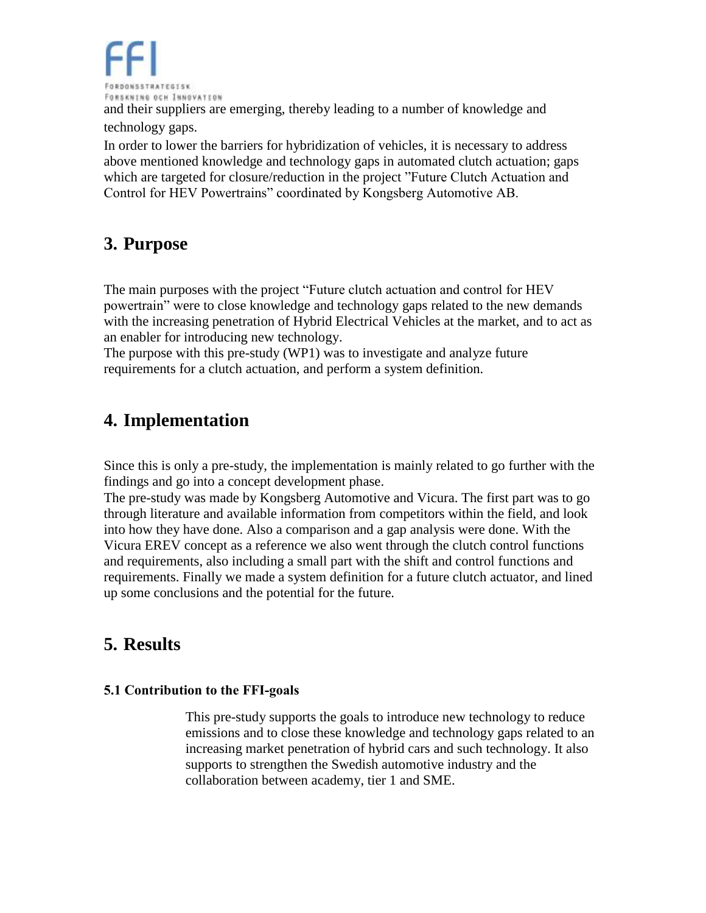and their suppliers are emerging, thereby leading to a number of knowledge and technology gaps.

In order to lower the barriers for hybridization of vehicles, it is necessary to address above mentioned knowledge and technology gaps in automated clutch actuation; gaps which are targeted for closure/reduction in the project ”Future Clutch Actuation and Control for HEV Powertrains” coordinated by Kongsberg Automotive AB.

## 3. Purpose

The main purposes with the project “Future clutch actuation and control for HEV powertrain” were to close knowledge and technology gaps related to the new demands with the increasing penetration of Hybrid Electrical Vehicles at the market, and to act as an enabler for introducing new technology.

The purpose with this pre-study (WP1) was to investigate and analyze future requirements for a clutch actuation, and perform a system definition.

## 4. Implementation

Since this is only a pre-study, the implementation is mainly related to go further with the findings and go into a concept development phase.

The pre-study was made by Kongsberg Automotive and Vicura. The first part was to go through literature and available information from competitors within the field, and look into how they have done. Also a comparison and a gap analysis were done. With the Vicura EREV concept as a reference we also went through the clutch control functions and requirements, also including a small part with the shift and control functions and requirements. Finally we made a system definition for a future clutch actuator, and lined up some conclusions and the potential for the future.

## 5. Results

### 5.1 Contribution to the FFI-goals

This pre-study supports the goals to introduce new technology to reduce emissions and to close these knowledge and technology gaps related to an increasing market penetration of hybrid cars and such technology. It also supports to strengthen the Swedish automotive industry and the collaboration between academy, tier 1 and SME.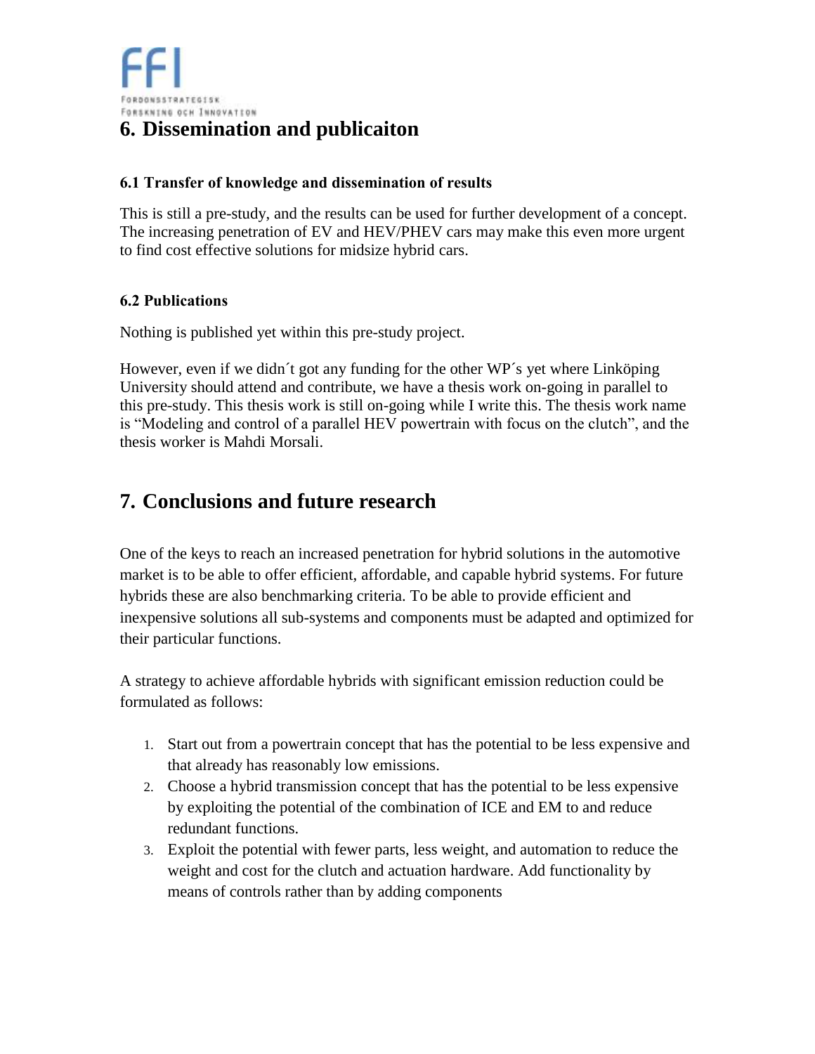# 6. Dissemination and publicaiton

### 6.1 Transfer of knowledge and dissemination of results

This is still a pre-study, and the results can be used for further development of a concept. The increasing penetration of EV and HEV/PHEV cars may make this even more urgent to find cost effective solutions for midsize hybrid cars.

### 6.2 Publications

Nothing is published yet within this pre-study project.

However, even if we didn´t got any funding for the other WP´s yet where Linköping University should attend and contribute, we have a thesis work on-going in parallel to this pre-study. This thesis work is still on-going while I write this. The thesis work name is "Modeling and control of a parallel HEV powertrain with focus on the clutch", and the thesis worker is Mahdi Morsali.

# 7. Conclusions and future research

One of the keys to reach an increased penetration for hybrid solutions in the automotive market is to be able to offer efficient, affordable, and capable hybrid systems. For future hybrids these are also benchmarking criteria. To be able to provide efficient and inexpensive solutions all sub-systems and components must be adapted and optimized for their particular functions.

A strategy to achieve affordable hybrids with significant emission reduction could be formulated as follows:

1. Start out from a powertrain concept that has the potential to be less expensive and that already has reasonably low emissions.
2. Choose a hybrid transmission concept that has the potential to be less expensive by exploiting the potential of the combination of ICE and EM to and reduce redundant functions.
3. Exploit the potential with fewer parts, less weight, and automation to reduce the weight and cost for the clutch and actuation hardware. Add functionality by means of controls rather than by adding components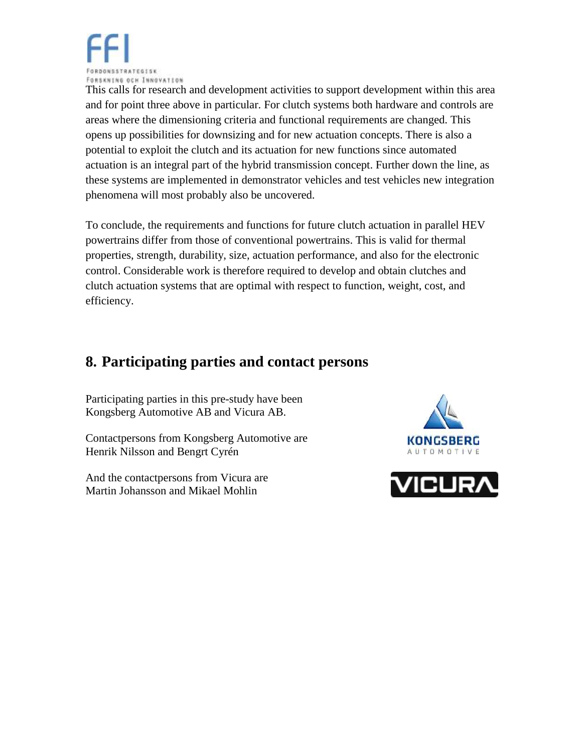This calls for research and development activities to support development within this area and for point three above in particular. For clutch systems both hardware and controls are areas where the dimensioning criteria and functional requirements are changed. This opens up possibilities for downsizing and for new actuation concepts. There is also a potential to exploit the clutch and its actuation for new functions since automated actuation is an integral part of the hybrid transmission concept. Further down the line, as these systems are implemented in demonstrator vehicles and test vehicles new integration phenomena will most probably also be uncovered.

To conclude, the requirements and functions for future clutch actuation in parallel HEV powertrains differ from those of conventional powertrains. This is valid for thermal properties, strength, durability, size, actuation performance, and also for the electronic control. Considerable work is therefore required to develop and obtain clutches and clutch actuation systems that are optimal with respect to function, weight, cost, and efficiency.

## 8. Participating parties and contact persons

Participating parties in this pre-study have been Kongsberg Automotive AB and Vicura AB.

Contactpersons from Kongsberg Automotive are Henrik Nilsson and Bengrt Cyrén

And the contactpersons from Vicura are Martin Johansson and Mikael Mohlin